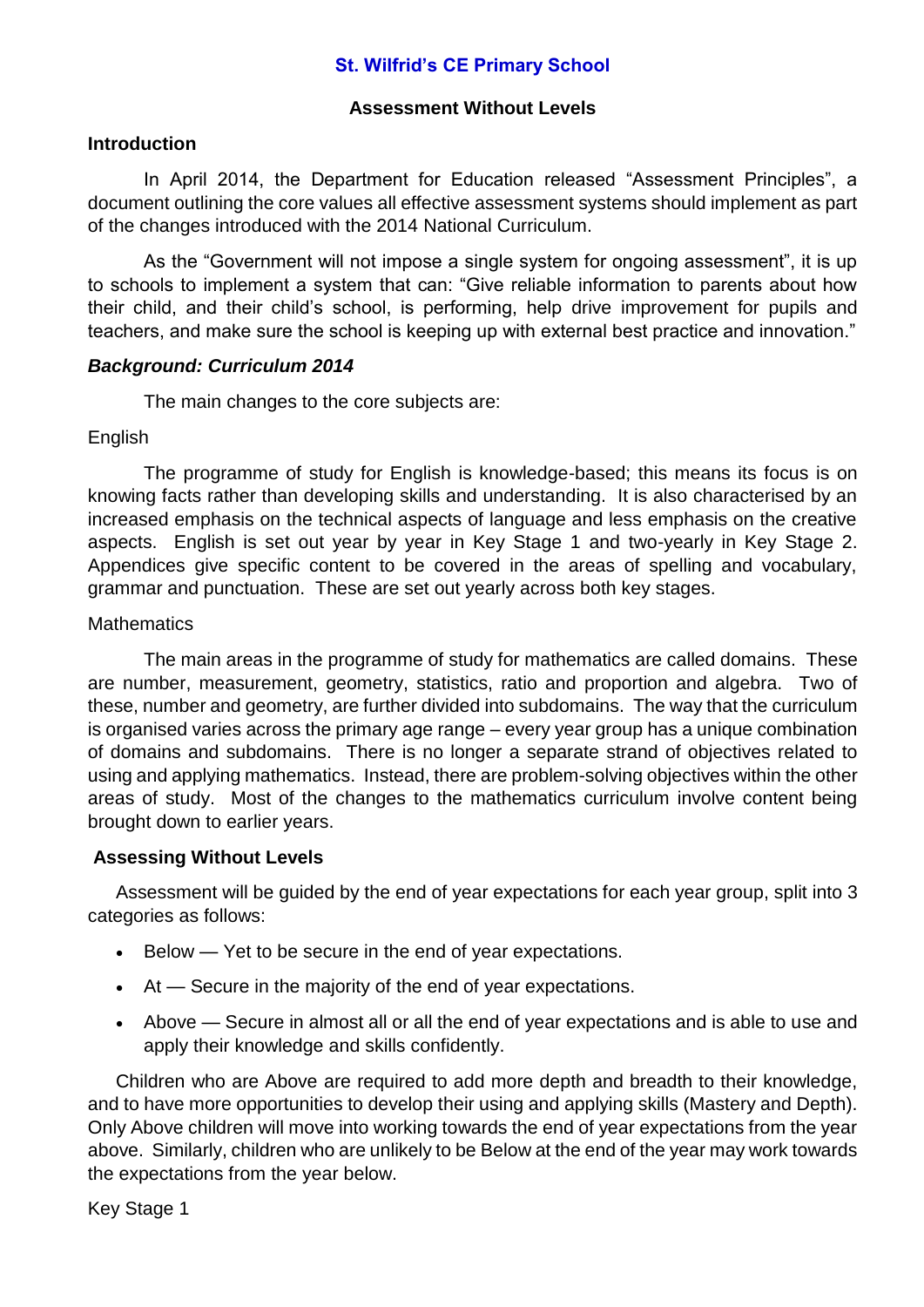# St. Wilfrid's CE Primary School

## Assessment Without Levels

### Introduction

In April 2014, the Department for Education released "Assessment Principles", a document outlining the core values all effective assessment systems should implement as part of the changes introduced with the 2014 National Curriculum.

As the "Government will not impose a single system for ongoing assessment", it is up to schools to implement a system that can: "Give reliable information to parents about how their child, and their child's school, is performing, help drive improvement for pupils and teachers, and make sure the school is keeping up with external best practice and innovation."

### *Background: Curriculum 2014*

The main changes to the core subjects are:

English

The programme of study for English is knowledge-based; this means its focus is on knowing facts rather than developing skills and understanding. It is also characterised by an increased emphasis on the technical aspects of language and less emphasis on the creative aspects. English is set out year by year in Key Stage 1 and two-yearly in Key Stage 2. Appendices give specific content to be covered in the areas of spelling and vocabulary, grammar and punctuation. These are set out yearly across both key stages.

Mathematics

The main areas in the programme of study for mathematics are called domains. These are number, measurement, geometry, statistics, ratio and proportion and algebra. Two of these, number and geometry, are further divided into subdomains. The way that the curriculum is organised varies across the primary age range – every year group has a unique combination of domains and subdomains. There is no longer a separate strand of objectives related to using and applying mathematics. Instead, there are problem-solving objectives within the other areas of study. Most of the changes to the mathematics curriculum involve content being brought down to earlier years.

### Assessing Without Levels

Assessment will be guided by the end of year expectations for each year group, split into 3 categories as follows:

- Below — Yet to be secure in the end of year expectations.
- At — Secure in the majority of the end of year expectations.
- Above — Secure in almost all or all the end of year expectations and is able to use and apply their knowledge and skills confidently.

Children who are Above are required to add more depth and breadth to their knowledge, and to have more opportunities to develop their using and applying skills (Mastery and Depth). Only Above children will move into working towards the end of year expectations from the year above. Similarly, children who are unlikely to be Below at the end of the year may work towards the expectations from the year below.

Key Stage 1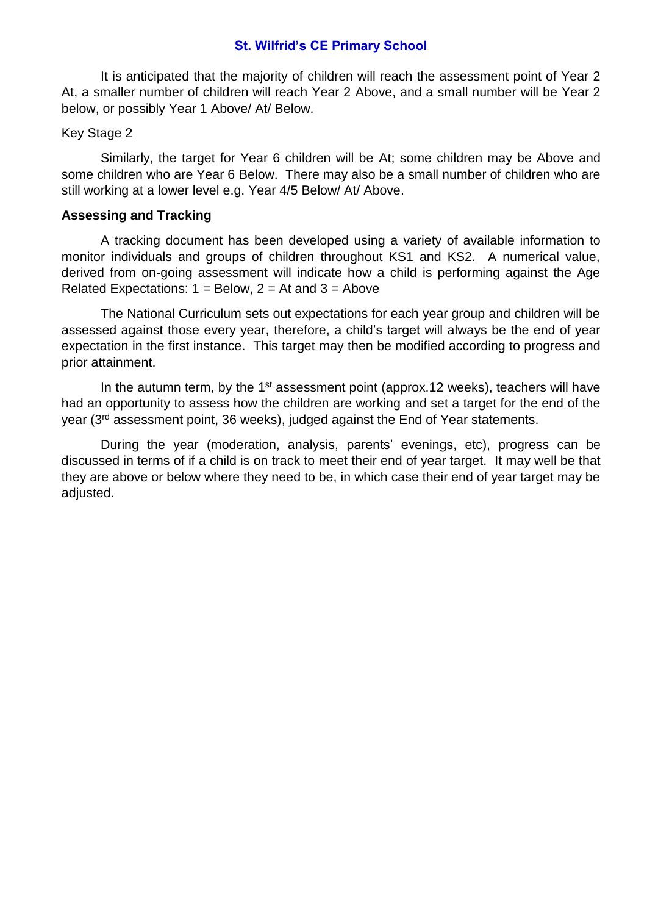It is anticipated that the majority of children will reach the assessment point of Year 2 At, a smaller number of children will reach Year 2 Above, and a small number will be Year 2 below, or possibly Year 1 Above/ At/ Below.

Key Stage 2

Similarly, the target for Year 6 children will be At; some children may be Above and some children who are Year 6 Below. There may also be a small number of children who are still working at a lower level e.g. Year 4/5 Below/ At/ Above.

**Assessing and Tracking**

A tracking document has been developed using a variety of available information to monitor individuals and groups of children throughout KS1 and KS2. A numerical value, derived from on-going assessment will indicate how a child is performing against the Age Related Expectations: 1 = Below, 2 = At and 3 = Above

The National Curriculum sets out expectations for each year group and children will be assessed against those every year, therefore, a child's target will always be the end of year expectation in the first instance. This target may then be modified according to progress and prior attainment.

In the autumn term, by the 1st assessment point (approx.12 weeks), teachers will have had an opportunity to assess how the children are working and set a target for the end of the year (3rd assessment point, 36 weeks), judged against the End of Year statements.

During the year (moderation, analysis, parents' evenings, etc), progress can be discussed in terms of if a child is on track to meet their end of year target. It may well be that they are above or below where they need to be, in which case their end of year target may be adjusted.